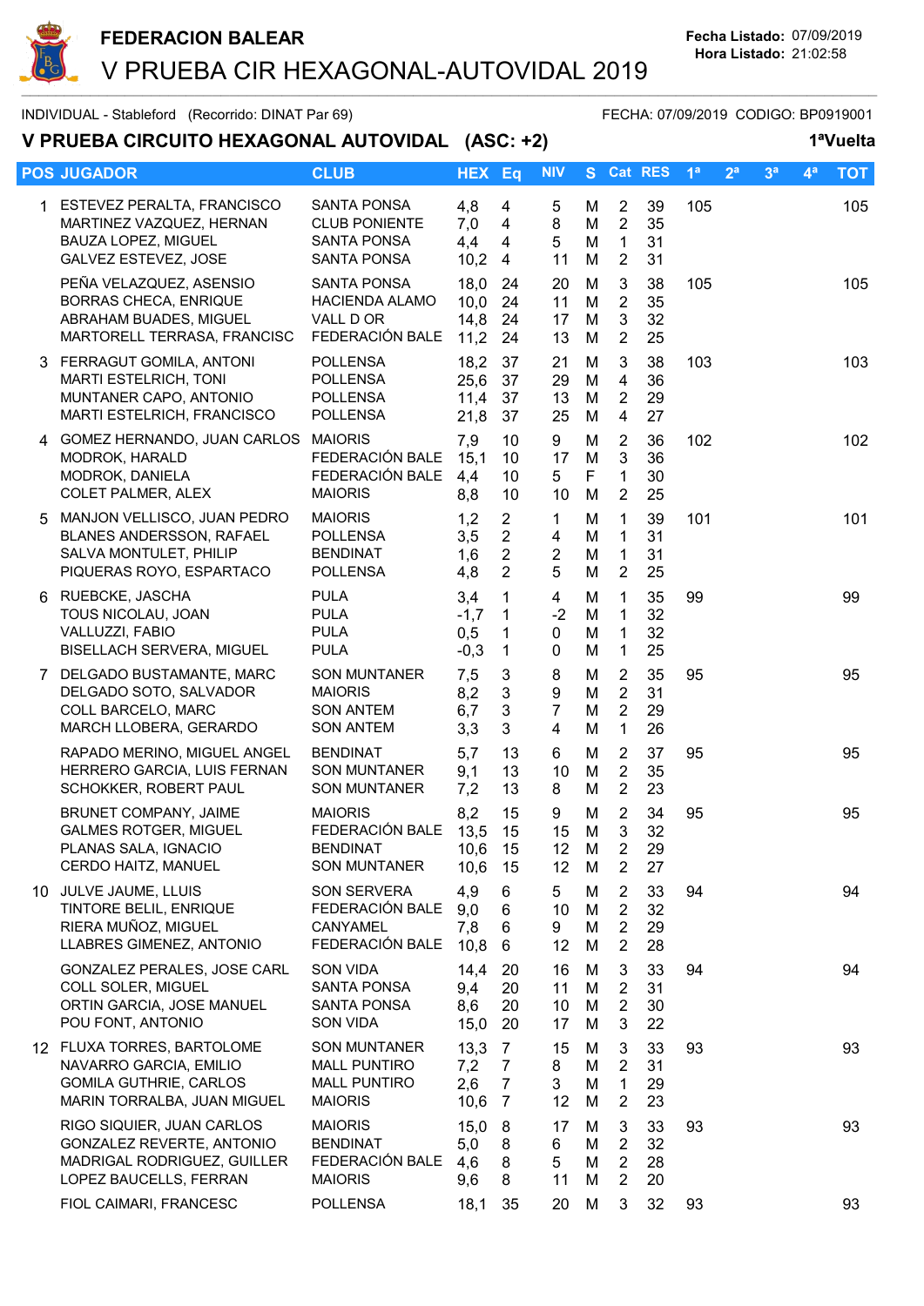# FEDERACION BALEAR

## V PRUEBA CIR HEXAGONAL-AUTOVIDAL 2019

**Fecha Listado:** 07/09/2019
**Hora Listado:** 21:02:58

INDIVIDUAL - Stableford (Recorrido: DINAT Par 69) FECHA: 07/09/2019 CODIGO: BP0919001

### V PRUEBA CIRCUITO HEXAGONAL AUTOVIDAL (ASC: +2) 1ªVuelta

| POS | JUGADOR | CLUB | HEX | Eq | NIV | S | Cat | RES | 1ª | 2ª | 3ª | 4ª | TOT |
|---|---|---|---|---|---|---|---|---|---|---|---|---|---|
| 1 | ESTEVEZ PERALTA, FRANCISCO | SANTA PONSA | 4,8 | 4 | 5 | M | 2 | 39 | 105 | | | | 105 |
| | MARTINEZ VAZQUEZ, HERNAN | CLUB PONIENTE | 7,0 | 4 | 8 | M | 2 | 35 | | | | | |
| | BAUZA LOPEZ, MIGUEL | SANTA PONSA | 4,4 | 4 | 5 | M | 1 | 31 | | | | | |
| | GALVEZ ESTEVEZ, JOSE | SANTA PONSA | 10,2 | 4 | 11 | M | 2 | 31 | | | | | |
| | PEÑA VELAZQUEZ, ASENSIO | SANTA PONSA | 18,0 | 24 | 20 | M | 3 | 38 | 105 | | | | 105 |
| | BORRAS CHECA, ENRIQUE | HACIENDA ALAMO | 10,0 | 24 | 11 | M | 2 | 35 | | | | | |
| | ABRAHAM BUADES, MIGUEL | VALL D OR | 14,8 | 24 | 17 | M | 3 | 32 | | | | | |
| | MARTORELL TERRASA, FRANCISC | FEDERACIÓN BALE | 11,2 | 24 | 13 | M | 2 | 25 | | | | | |
| 3 | FERRAGUT GOMILA, ANTONI | POLLENSA | 18,2 | 37 | 21 | M | 3 | 38 | 103 | | | | 103 |
| | MARTI ESTELRICH, TONI | POLLENSA | 25,6 | 37 | 29 | M | 4 | 36 | | | | | |
| | MUNTANER CAPO, ANTONIO | POLLENSA | 11,4 | 37 | 13 | M | 2 | 29 | | | | | |
| | MARTI ESTELRICH, FRANCISCO | POLLENSA | 21,8 | 37 | 25 | M | 4 | 27 | | | | | |
| 4 | GOMEZ HERNANDO, JUAN CARLOS | MAIORIS | 7,9 | 10 | 9 | M | 2 | 36 | 102 | | | | 102 |
| | MODROK, HARALD | FEDERACIÓN BALE | 15,1 | 10 | 17 | M | 3 | 36 | | | | | |
| | MODROK, DANIELA | FEDERACIÓN BALE | 4,4 | 10 | 5 | F | 1 | 30 | | | | | |
| | COLET PALMER, ALEX | MAIORIS | 8,8 | 10 | 10 | M | 2 | 25 | | | | | |
| 5 | MANJON VELLISCO, JUAN PEDRO | MAIORIS | 1,2 | 2 | 1 | M | 1 | 39 | 101 | | | | 101 |
| | BLANES ANDERSSON, RAFAEL | POLLENSA | 3,5 | 2 | 4 | M | 1 | 31 | | | | | |
| | SALVA MONTULET, PHILIP | BENDINAT | 1,6 | 2 | 2 | M | 1 | 31 | | | | | |
| | PIQUERAS ROYO, ESPARTACO | POLLENSA | 4,8 | 2 | 5 | M | 2 | 25 | | | | | |
| 6 | RUEBCKE, JASCHA | PULA | 3,4 | 1 | 4 | M | 1 | 35 | 99 | | | | 99 |
| | TOUS NICOLAU, JOAN | PULA | -1,7 | 1 | -2 | M | 1 | 32 | | | | | |
| | VALLUZZI, FABIO | PULA | 0,5 | 1 | 0 | M | 1 | 32 | | | | | |
| | BISELLACH SERVERA, MIGUEL | PULA | -0,3 | 1 | 0 | M | 1 | 25 | | | | | |
| 7 | DELGADO BUSTAMANTE, MARC | SON MUNTANER | 7,5 | 3 | 8 | M | 2 | 35 | 95 | | | | 95 |
| | DELGADO SOTO, SALVADOR | MAIORIS | 8,2 | 3 | 9 | M | 2 | 31 | | | | | |
| | COLL BARCELO, MARC | SON ANTEM | 6,7 | 3 | 7 | M | 2 | 29 | | | | | |
| | MARCH LLOBERA, GERARDO | SON ANTEM | 3,3 | 3 | 4 | M | 1 | 26 | | | | | |
| | RAPADO MERINO, MIGUEL ANGEL | BENDINAT | 5,7 | 13 | 6 | M | 2 | 37 | 95 | | | | 95 |
| | HERRERO GARCIA, LUIS FERNAN | SON MUNTANER | 9,1 | 13 | 10 | M | 2 | 35 | | | | | |
| | SCHOKKER, ROBERT PAUL | SON MUNTANER | 7,2 | 13 | 8 | M | 2 | 23 | | | | | |
| | BRUNET COMPANY, JAIME | MAIORIS | 8,2 | 15 | 9 | M | 2 | 34 | 95 | | | | 95 |
| | GALMES ROTGER, MIGUEL | FEDERACIÓN BALE | 13,5 | 15 | 15 | M | 3 | 32 | | | | | |
| | PLANAS SALA, IGNACIO | BENDINAT | 10,6 | 15 | 12 | M | 2 | 29 | | | | | |
| | CERDO HAITZ, MANUEL | SON MUNTANER | 10,6 | 15 | 12 | M | 2 | 27 | | | | | |
| 10 | JULVE JAUME, LLUIS | SON SERVERA | 4,9 | 6 | 5 | M | 2 | 33 | 94 | | | | 94 |
| | TINTORE BELIL, ENRIQUE | FEDERACIÓN BALE | 9,0 | 6 | 10 | M | 2 | 32 | | | | | |
| | RIERA MUÑOZ, MIGUEL | CANYAMEL | 7,8 | 6 | 9 | M | 2 | 29 | | | | | |
| | LLABRES GIMENEZ, ANTONIO | FEDERACIÓN BALE | 10,8 | 6 | 12 | M | 2 | 28 | | | | | |
| | GONZALEZ PERALES, JOSE CARL | SON VIDA | 14,4 | 20 | 16 | M | 3 | 33 | 94 | | | | 94 |
| | COLL SOLER, MIGUEL | SANTA PONSA | 9,4 | 20 | 11 | M | 2 | 31 | | | | | |
| | ORTIN GARCIA, JOSE MANUEL | SANTA PONSA | 8,6 | 20 | 10 | M | 2 | 30 | | | | | |
| | POU FONT, ANTONIO | SON VIDA | 15,0 | 20 | 17 | M | 3 | 22 | | | | | |
| 12 | FLUXA TORRES, BARTOLOME | SON MUNTANER | 13,3 | 7 | 15 | M | 3 | 33 | 93 | | | | 93 |
| | NAVARRO GARCIA, EMILIO | MALL PUNTIRO | 7,2 | 7 | 8 | M | 2 | 31 | | | | | |
| | GOMILA GUTHRIE, CARLOS | MALL PUNTIRO | 2,6 | 7 | 3 | M | 1 | 29 | | | | | |
| | MARIN TORRALBA, JUAN MIGUEL | MAIORIS | 10,6 | 7 | 12 | M | 2 | 23 | | | | | |
| | RIGO SIQUIER, JUAN CARLOS | MAIORIS | 15,0 | 8 | 17 | M | 3 | 33 | 93 | | | | 93 |
| | GONZALEZ REVERTE, ANTONIO | BENDINAT | 5,0 | 8 | 6 | M | 2 | 32 | | | | | |
| | MADRIGAL RODRIGUEZ, GUILLER | FEDERACIÓN BALE | 4,6 | 8 | 5 | M | 2 | 28 | | | | | |
| | LOPEZ BAUCELLS, FERRAN | MAIORIS | 9,6 | 8 | 11 | M | 2 | 20 | | | | | |
| | FIOL CAIMARI, FRANCESC | POLLENSA | 18,1 | 35 | 20 | M | 3 | 32 | 93 | | | | 93 |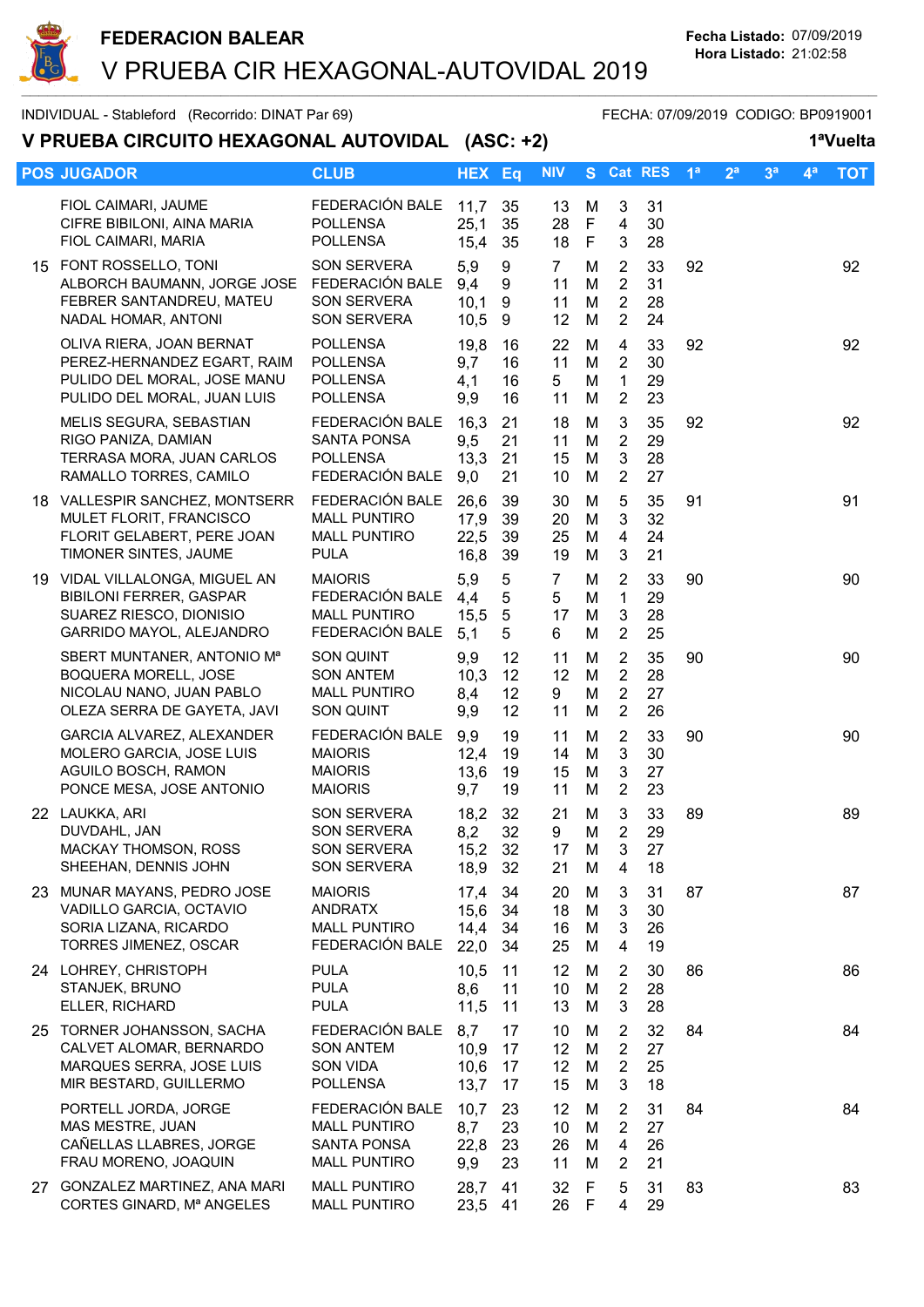# FEDERACION BALEAR

## V PRUEBA CIR HEXAGONAL-AUTOVIDAL 2019

**Fecha Listado:** 07/09/2019
**Hora Listado:** 21:02:58

INDIVIDUAL - Stableford (Recorrido: DINAT Par 69) FECHA: 07/09/2019 CODIGO: BP0919001

### V PRUEBA CIRCUITO HEXAGONAL AUTOVIDAL (ASC: +2) 1ªVuelta

| POS | JUGADOR | CLUB | HEX | Eq | NIV | S | Cat | RES | 1ª | 2ª | 3ª | 4ª | TOT |
|---|---|---|---|---|---|---|---|---|---|---|---|---|---|
| | FIOL CAIMARI, JAUME | FEDERACIÓN BALE | 11,7 | 35 | 13 | M | 3 | 31 | | | | | |
| | CIFRE BIBILONI, AINA MARIA | POLLENSA | 25,1 | 35 | 28 | F | 4 | 30 | | | | | |
| | FIOL CAIMARI, MARIA | POLLENSA | 15,4 | 35 | 18 | F | 3 | 28 | | | | | |
| 15 | FONT ROSSELLO, TONI | SON SERVERA | 5,9 | 9 | 7 | M | 2 | 33 | 92 | | | | 92 |
| | ALBORCH BAUMANN, JORGE JOSE | FEDERACIÓN BALE | 9,4 | 9 | 11 | M | 2 | 31 | | | | | |
| | FEBRER SANTANDREU, MATEU | SON SERVERA | 10,1 | 9 | 11 | M | 2 | 28 | | | | | |
| | NADAL HOMAR, ANTONI | SON SERVERA | 10,5 | 9 | 12 | M | 2 | 24 | | | | | |
| | OLIVA RIERA, JOAN BERNAT | POLLENSA | 19,8 | 16 | 22 | M | 4 | 33 | 92 | | | | 92 |
| | PEREZ-HERNANDEZ EGART, RAIM | POLLENSA | 9,7 | 16 | 11 | M | 2 | 30 | | | | | |
| | PULIDO DEL MORAL, JOSE MANU | POLLENSA | 4,1 | 16 | 5 | M | 1 | 29 | | | | | |
| | PULIDO DEL MORAL, JUAN LUIS | POLLENSA | 9,9 | 16 | 11 | M | 2 | 23 | | | | | |
| | MELIS SEGURA, SEBASTIAN | FEDERACIÓN BALE | 16,3 | 21 | 18 | M | 3 | 35 | 92 | | | | 92 |
| | RIGO PANIZA, DAMIAN | SANTA PONSA | 9,5 | 21 | 11 | M | 2 | 29 | | | | | |
| | TERRASA MORA, JUAN CARLOS | POLLENSA | 13,3 | 21 | 15 | M | 3 | 28 | | | | | |
| | RAMALLO TORRES, CAMILO | FEDERACIÓN BALE | 9,0 | 21 | 10 | M | 2 | 27 | | | | | |
| 18 | VALLESPIR SANCHEZ, MONTSERR | FEDERACIÓN BALE | 26,6 | 39 | 30 | M | 5 | 35 | 91 | | | | 91 |
| | MULET FLORIT, FRANCISCO | MALL PUNTIRO | 17,9 | 39 | 20 | M | 3 | 32 | | | | | |
| | FLORIT GELABERT, PERE JOAN | MALL PUNTIRO | 22,5 | 39 | 25 | M | 4 | 24 | | | | | |
| | TIMONER SINTES, JAUME | PULA | 16,8 | 39 | 19 | M | 3 | 21 | | | | | |
| 19 | VIDAL VILLALONGA, MIGUEL AN | MAIORIS | 5,9 | 5 | 7 | M | 2 | 33 | 90 | | | | 90 |
| | BIBILONI FERRER, GASPAR | FEDERACIÓN BALE | 4,4 | 5 | 5 | M | 1 | 29 | | | | | |
| | SUAREZ RIESCO, DIONISIO | MALL PUNTIRO | 15,5 | 5 | 17 | M | 3 | 28 | | | | | |
| | GARRIDO MAYOL, ALEJANDRO | FEDERACIÓN BALE | 5,1 | 5 | 6 | M | 2 | 25 | | | | | |
| | SBERT MUNTANER, ANTONIO Mª | SON QUINT | 9,9 | 12 | 11 | M | 2 | 35 | 90 | | | | 90 |
| | BOQUERA MORELL, JOSE | SON ANTEM | 10,3 | 12 | 12 | M | 2 | 28 | | | | | |
| | NICOLAU NANO, JUAN PABLO | MALL PUNTIRO | 8,4 | 12 | 9 | M | 2 | 27 | | | | | |
| | OLEZA SERRA DE GAYETA, JAVI | SON QUINT | 9,9 | 12 | 11 | M | 2 | 26 | | | | | |
| | GARCIA ALVAREZ, ALEXANDER | FEDERACIÓN BALE | 9,9 | 19 | 11 | M | 2 | 33 | 90 | | | | 90 |
| | MOLERO GARCIA, JOSE LUIS | MAIORIS | 12,4 | 19 | 14 | M | 3 | 30 | | | | | |
| | AGUILO BOSCH, RAMON | MAIORIS | 13,6 | 19 | 15 | M | 3 | 27 | | | | | |
| | PONCE MESA, JOSE ANTONIO | MAIORIS | 9,7 | 19 | 11 | M | 2 | 23 | | | | | |
| 22 | LAUKKA, ARI | SON SERVERA | 18,2 | 32 | 21 | M | 3 | 33 | 89 | | | | 89 |
| | DUVDAHL, JAN | SON SERVERA | 8,2 | 32 | 9 | M | 2 | 29 | | | | | |
| | MACKAY THOMSON, ROSS | SON SERVERA | 15,2 | 32 | 17 | M | 3 | 27 | | | | | |
| | SHEEHAN, DENNIS JOHN | SON SERVERA | 18,9 | 32 | 21 | M | 4 | 18 | | | | | |
| 23 | MUNAR MAYANS, PEDRO JOSE | MAIORIS | 17,4 | 34 | 20 | M | 3 | 31 | 87 | | | | 87 |
| | VADILLO GARCIA, OCTAVIO | ANDRATX | 15,6 | 34 | 18 | M | 3 | 30 | | | | | |
| | SORIA LIZANA, RICARDO | MALL PUNTIRO | 14,4 | 34 | 16 | M | 3 | 26 | | | | | |
| | TORRES JIMENEZ, OSCAR | FEDERACIÓN BALE | 22,0 | 34 | 25 | M | 4 | 19 | | | | | |
| 24 | LOHREY, CHRISTOPH | PULA | 10,5 | 11 | 12 | M | 2 | 30 | 86 | | | | 86 |
| | STANJEK, BRUNO | PULA | 8,6 | 11 | 10 | M | 2 | 28 | | | | | |
| | ELLER, RICHARD | PULA | 11,5 | 11 | 13 | M | 3 | 28 | | | | | |
| 25 | TORNER JOHANSSON, SACHA | FEDERACIÓN BALE | 8,7 | 17 | 10 | M | 2 | 32 | 84 | | | | 84 |
| | CALVET ALOMAR, BERNARDO | SON ANTEM | 10,9 | 17 | 12 | M | 2 | 27 | | | | | |
| | MARQUES SERRA, JOSE LUIS | SON VIDA | 10,6 | 17 | 12 | M | 2 | 25 | | | | | |
| | MIR BESTARD, GUILLERMO | POLLENSA | 13,7 | 17 | 15 | M | 3 | 18 | | | | | |
| | PORTELL JORDA, JORGE | FEDERACIÓN BALE | 10,7 | 23 | 12 | M | 2 | 31 | 84 | | | | 84 |
| | MAS MESTRE, JUAN | MALL PUNTIRO | 8,7 | 23 | 10 | M | 2 | 27 | | | | | |
| | CAÑELLAS LLABRES, JORGE | SANTA PONSA | 22,8 | 23 | 26 | M | 4 | 26 | | | | | |
| | FRAU MORENO, JOAQUIN | MALL PUNTIRO | 9,9 | 23 | 11 | M | 2 | 21 | | | | | |
| 27 | GONZALEZ MARTINEZ, ANA MARI | MALL PUNTIRO | 28,7 | 41 | 32 | F | 5 | 31 | 83 | | | | 83 |
| | CORTES GINARD, Mª ANGELES | MALL PUNTIRO | 23,5 | 41 | 26 | F | 4 | 29 | | | | | |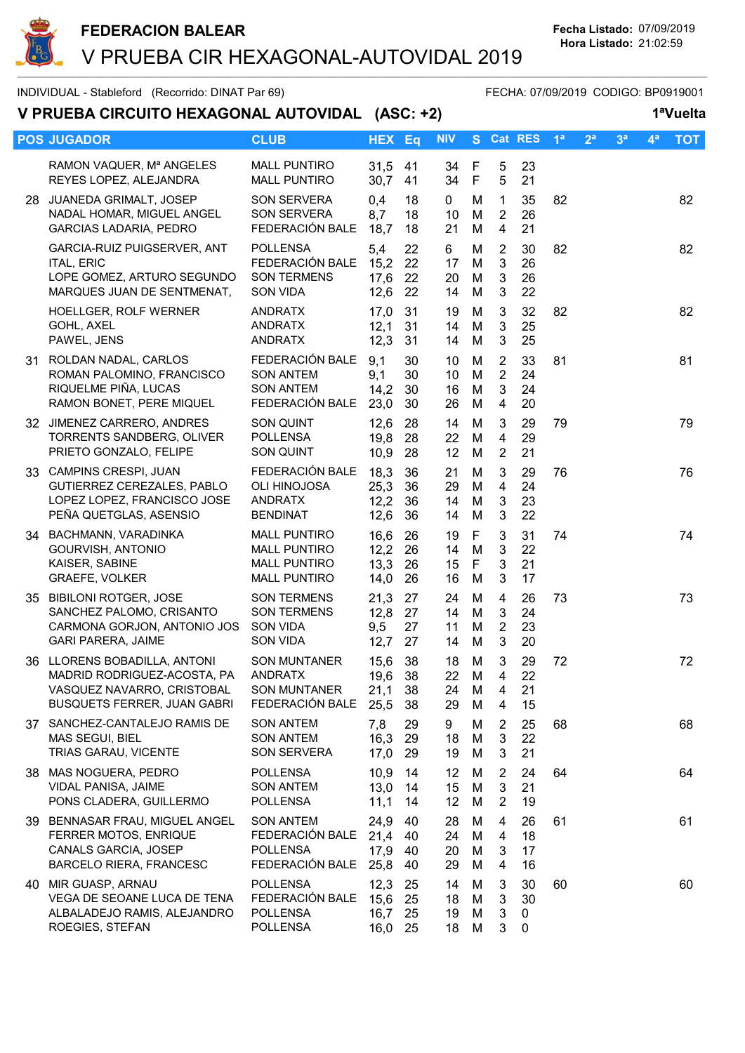# FEDERACION BALEAR

## V PRUEBA CIR HEXAGONAL-AUTOVIDAL 2019

**Fecha Listado:** 07/09/2019
**Hora Listado:** 21:02:59

INDIVIDUAL - Stableford (Recorrido: DINAT Par 69) FECHA: 07/09/2019 CODIGO: BP0919001

### V PRUEBA CIRCUITO HEXAGONAL AUTOVIDAL (ASC: +2) 1ªVuelta

| POS | JUGADOR | CLUB | HEX | Eq | NIV | S | Cat | RES | 1ª | 2ª | 3ª | 4ª | TOT |
|---|---|---|---|---|---|---|---|---|---|---|---|---|---|
| | RAMON VAQUER, Mª ANGELES | MALL PUNTIRO | 31,5 | 41 | 34 | F | 5 | 23 | | | | | |
| | REYES LOPEZ, ALEJANDRA | MALL PUNTIRO | 30,7 | 41 | 34 | F | 5 | 21 | | | | | |
| 28 | JUANEDA GRIMALT, JOSEP | SON SERVERA | 0,4 | 18 | 0 | M | 1 | 35 | 82 | | | | 82 |
| | NADAL HOMAR, MIGUEL ANGEL | SON SERVERA | 8,7 | 18 | 10 | M | 2 | 26 | | | | | |
| | GARCIAS LADARIA, PEDRO | FEDERACIÓN BALE | 18,7 | 18 | 21 | M | 4 | 21 | | | | | |
| | GARCIA-RUIZ PUIGSERVER, ANT | POLLENSA | 5,4 | 22 | 6 | M | 2 | 30 | 82 | | | | 82 |
| | ITAL, ERIC | FEDERACIÓN BALE | 15,2 | 22 | 17 | M | 3 | 26 | | | | | |
| | LOPE GOMEZ, ARTURO SEGUNDO | SON TERMENS | 17,6 | 22 | 20 | M | 3 | 26 | | | | | |
| | MARQUES JUAN DE SENTMENAT, | SON VIDA | 12,6 | 22 | 14 | M | 3 | 22 | | | | | |
| | HOELLGER, ROLF WERNER | ANDRATX | 17,0 | 31 | 19 | M | 3 | 32 | 82 | | | | 82 |
| | GOHL, AXEL | ANDRATX | 12,1 | 31 | 14 | M | 3 | 25 | | | | | |
| | PAWEL, JENS | ANDRATX | 12,3 | 31 | 14 | M | 3 | 25 | | | | | |
| 31 | ROLDAN NADAL, CARLOS | FEDERACIÓN BALE | 9,1 | 30 | 10 | M | 2 | 33 | 81 | | | | 81 |
| | ROMAN PALOMINO, FRANCISCO | SON ANTEM | 9,1 | 30 | 10 | M | 2 | 24 | | | | | |
| | RIQUELME PIÑA, LUCAS | SON ANTEM | 14,2 | 30 | 16 | M | 3 | 24 | | | | | |
| | RAMON BONET, PERE MIQUEL | FEDERACIÓN BALE | 23,0 | 30 | 26 | M | 4 | 20 | | | | | |
| 32 | JIMENEZ CARRERO, ANDRES | SON QUINT | 12,6 | 28 | 14 | M | 3 | 29 | 79 | | | | 79 |
| | TORRENTS SANDBERG, OLIVER | POLLENSA | 19,8 | 28 | 22 | M | 4 | 29 | | | | | |
| | PRIETO GONZALO, FELIPE | SON QUINT | 10,9 | 28 | 12 | M | 2 | 21 | | | | | |
| 33 | CAMPINS CRESPI, JUAN | FEDERACIÓN BALE | 18,3 | 36 | 21 | M | 3 | 29 | 76 | | | | 76 |
| | GUTIERREZ CEREZALES, PABLO | OLI HINOJOSA | 25,3 | 36 | 29 | M | 4 | 24 | | | | | |
| | LOPEZ LOPEZ, FRANCISCO JOSE | ANDRATX | 12,2 | 36 | 14 | M | 3 | 23 | | | | | |
| | PEÑA QUETGLAS, ASENSIO | BENDINAT | 12,6 | 36 | 14 | M | 3 | 22 | | | | | |
| 34 | BACHMANN, VARADINKA | MALL PUNTIRO | 16,6 | 26 | 19 | F | 3 | 31 | 74 | | | | 74 |
| | GOURVISH, ANTONIO | MALL PUNTIRO | 12,2 | 26 | 14 | M | 3 | 22 | | | | | |
| | KAISER, SABINE | MALL PUNTIRO | 13,3 | 26 | 15 | F | 3 | 21 | | | | | |
| | GRAEFE, VOLKER | MALL PUNTIRO | 14,0 | 26 | 16 | M | 3 | 17 | | | | | |
| 35 | BIBILONI ROTGER, JOSE | SON TERMENS | 21,3 | 27 | 24 | M | 4 | 26 | 73 | | | | 73 |
| | SANCHEZ PALOMO, CRISANTO | SON TERMENS | 12,8 | 27 | 14 | M | 3 | 24 | | | | | |
| | CARMONA GORJON, ANTONIO JOS | SON VIDA | 9,5 | 27 | 11 | M | 2 | 23 | | | | | |
| | GARI PARERA, JAIME | SON VIDA | 12,7 | 27 | 14 | M | 3 | 20 | | | | | |
| 36 | LLORENS BOBADILLA, ANTONI | SON MUNTANER | 15,6 | 38 | 18 | M | 3 | 29 | 72 | | | | 72 |
| | MADRID RODRIGUEZ-ACOSTA, PA | ANDRATX | 19,6 | 38 | 22 | M | 4 | 22 | | | | | |
| | VASQUEZ NAVARRO, CRISTOBAL | SON MUNTANER | 21,1 | 38 | 24 | M | 4 | 21 | | | | | |
| | BUSQUETS FERRER, JUAN GABRI | FEDERACIÓN BALE | 25,5 | 38 | 29 | M | 4 | 15 | | | | | |
| 37 | SANCHEZ-CANTALEJO RAMIS DE | SON ANTEM | 7,8 | 29 | 9 | M | 2 | 25 | 68 | | | | 68 |
| | MAS SEGUI, BIEL | SON ANTEM | 16,3 | 29 | 18 | M | 3 | 22 | | | | | |
| | TRIAS GARAU, VICENTE | SON SERVERA | 17,0 | 29 | 19 | M | 3 | 21 | | | | | |
| 38 | MAS NOGUERA, PEDRO | POLLENSA | 10,9 | 14 | 12 | M | 2 | 24 | 64 | | | | 64 |
| | VIDAL PANISA, JAIME | SON ANTEM | 13,0 | 14 | 15 | M | 3 | 21 | | | | | |
| | PONS CLADERA, GUILLERMO | POLLENSA | 11,1 | 14 | 12 | M | 2 | 19 | | | | | |
| 39 | BENNASAR FRAU, MIGUEL ANGEL | SON ANTEM | 24,9 | 40 | 28 | M | 4 | 26 | 61 | | | | 61 |
| | FERRER MOTOS, ENRIQUE | FEDERACIÓN BALE | 21,4 | 40 | 24 | M | 4 | 18 | | | | | |
| | CANALS GARCIA, JOSEP | POLLENSA | 17,9 | 40 | 20 | M | 3 | 17 | | | | | |
| | BARCELO RIERA, FRANCESC | FEDERACIÓN BALE | 25,8 | 40 | 29 | M | 4 | 16 | | | | | |
| 40 | MIR GUASP, ARNAU | POLLENSA | 12,3 | 25 | 14 | M | 3 | 30 | 60 | | | | 60 |
| | VEGA DE SEOANE LUCA DE TENA | FEDERACIÓN BALE | 15,6 | 25 | 18 | M | 3 | 30 | | | | | |
| | ALBALADEJO RAMIS, ALEJANDRO | POLLENSA | 16,7 | 25 | 19 | M | 3 | 0 | | | | | |
| | ROEGIES, STEFAN | POLLENSA | 16,0 | 25 | 18 | M | 3 | 0 | | | | | |